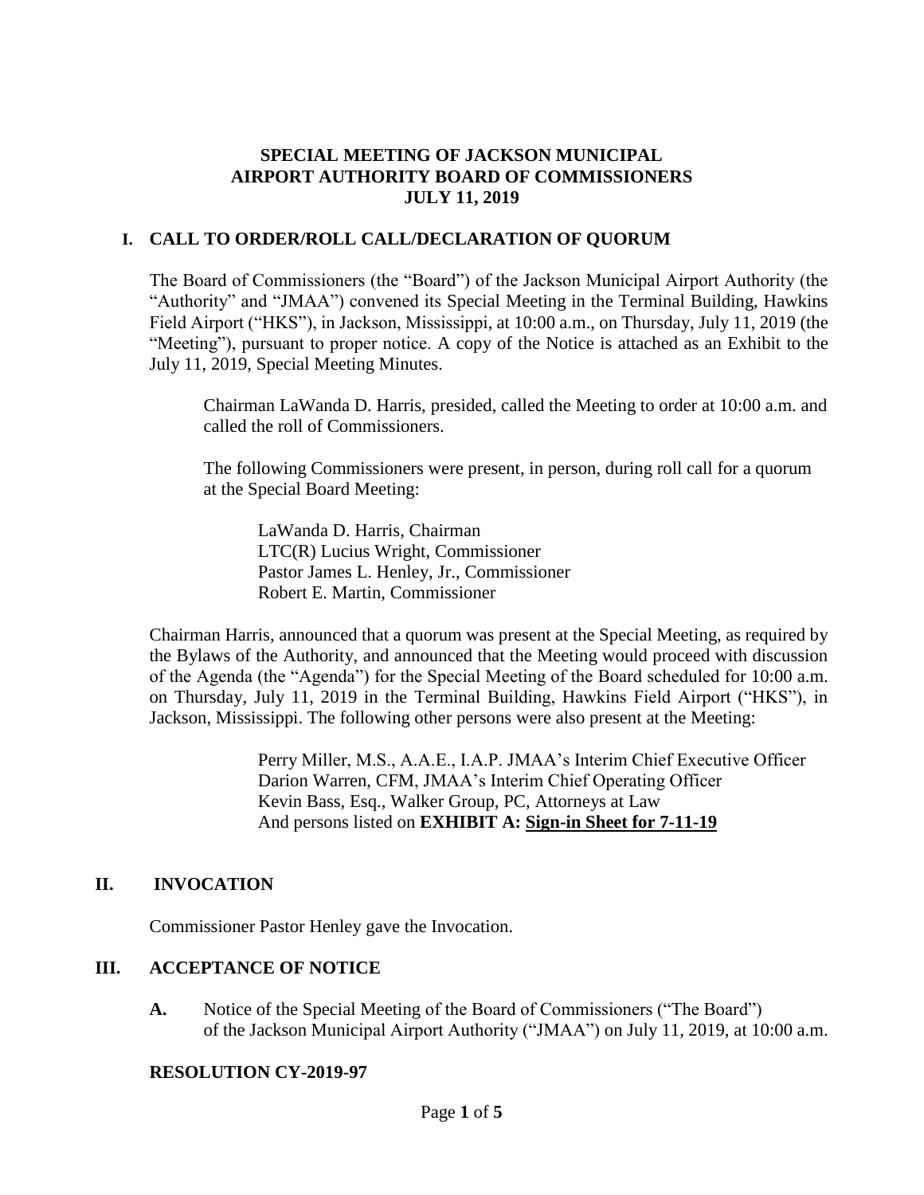# SPECIAL MEETING OF JACKSON MUNICIPAL AIRPORT AUTHORITY BOARD OF COMMISSIONERS JULY 11, 2019

## I. CALL TO ORDER/ROLL CALL/DECLARATION OF QUORUM

The Board of Commissioners (the "Board") of the Jackson Municipal Airport Authority (the "Authority" and "JMAA") convened its Special Meeting in the Terminal Building, Hawkins Field Airport ("HKS"), in Jackson, Mississippi, at 10:00 a.m., on Thursday, July 11, 2019 (the "Meeting"), pursuant to proper notice. A copy of the Notice is attached as an Exhibit to the July 11, 2019, Special Meeting Minutes.

Chairman LaWanda D. Harris, presided, called the Meeting to order at 10:00 a.m. and called the roll of Commissioners.

The following Commissioners were present, in person, during roll call for a quorum at the Special Board Meeting:

LaWanda D. Harris, Chairman
LTC(R) Lucius Wright, Commissioner
Pastor James L. Henley, Jr., Commissioner
Robert E. Martin, Commissioner

Chairman Harris, announced that a quorum was present at the Special Meeting, as required by the Bylaws of the Authority, and announced that the Meeting would proceed with discussion of the Agenda (the "Agenda") for the Special Meeting of the Board scheduled for 10:00 a.m. on Thursday, July 11, 2019 in the Terminal Building, Hawkins Field Airport ("HKS"), in Jackson, Mississippi. The following other persons were also present at the Meeting:

Perry Miller, M.S., A.A.E., I.A.P. JMAA's Interim Chief Executive Officer
Darion Warren, CFM, JMAA's Interim Chief Operating Officer
Kevin Bass, Esq., Walker Group, PC, Attorneys at Law
And persons listed on **EXHIBIT A: Sign-in Sheet for 7-11-19**

## II. INVOCATION

Commissioner Pastor Henley gave the Invocation.

## III. ACCEPTANCE OF NOTICE

**A.** Notice of the Special Meeting of the Board of Commissioners ("The Board") of the Jackson Municipal Airport Authority ("JMAA") on July 11, 2019, at 10:00 a.m.

**RESOLUTION CY-2019-97**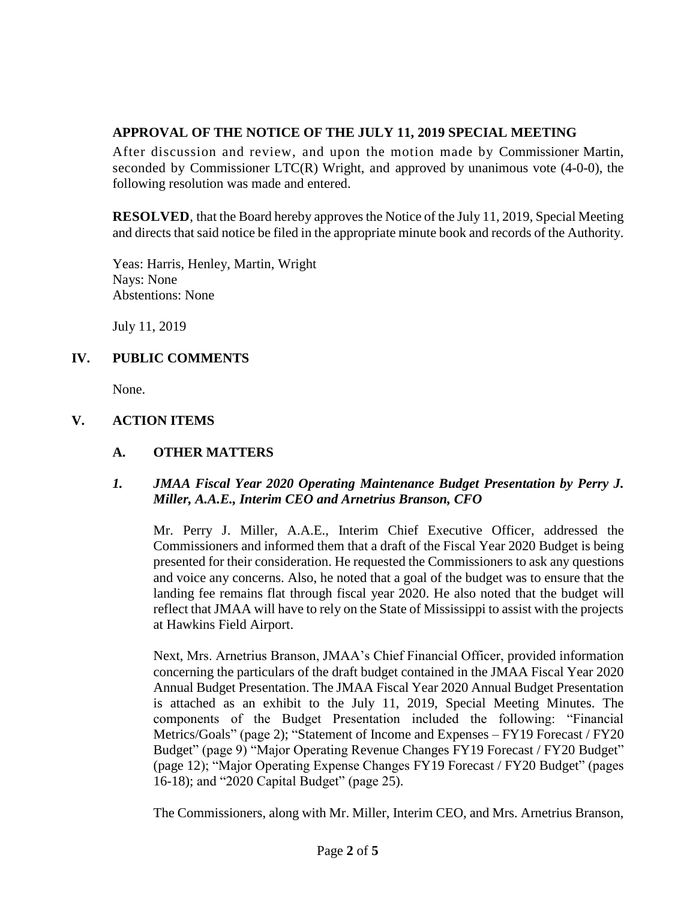**APPROVAL OF THE NOTICE OF THE JULY 11, 2019 SPECIAL MEETING**

After discussion and review, and upon the motion made by Commissioner Martin, seconded by Commissioner LTC(R) Wright, and approved by unanimous vote (4-0-0), the following resolution was made and entered.

**RESOLVED**, that the Board hereby approves the Notice of the July 11, 2019, Special Meeting and directs that said notice be filed in the appropriate minute book and records of the Authority.

Yeas: Harris, Henley, Martin, Wright
Nays: None
Abstentions: None

July 11, 2019

## IV. PUBLIC COMMENTS

None.

## V. ACTION ITEMS

### A. OTHER MATTERS

#### *1. JMAA Fiscal Year 2020 Operating Maintenance Budget Presentation by Perry J. Miller, A.A.E., Interim CEO and Arnetrius Branson, CFO*

Mr. Perry J. Miller, A.A.E., Interim Chief Executive Officer, addressed the Commissioners and informed them that a draft of the Fiscal Year 2020 Budget is being presented for their consideration. He requested the Commissioners to ask any questions and voice any concerns. Also, he noted that a goal of the budget was to ensure that the landing fee remains flat through fiscal year 2020. He also noted that the budget will reflect that JMAA will have to rely on the State of Mississippi to assist with the projects at Hawkins Field Airport.

Next, Mrs. Arnetrius Branson, JMAA's Chief Financial Officer, provided information concerning the particulars of the draft budget contained in the JMAA Fiscal Year 2020 Annual Budget Presentation. The JMAA Fiscal Year 2020 Annual Budget Presentation is attached as an exhibit to the July 11, 2019, Special Meeting Minutes. The components of the Budget Presentation included the following: "Financial Metrics/Goals" (page 2); "Statement of Income and Expenses – FY19 Forecast / FY20 Budget" (page 9) "Major Operating Revenue Changes FY19 Forecast / FY20 Budget" (page 12); "Major Operating Expense Changes FY19 Forecast / FY20 Budget" (pages 16-18); and "2020 Capital Budget" (page 25).

The Commissioners, along with Mr. Miller, Interim CEO, and Mrs. Arnetrius Branson,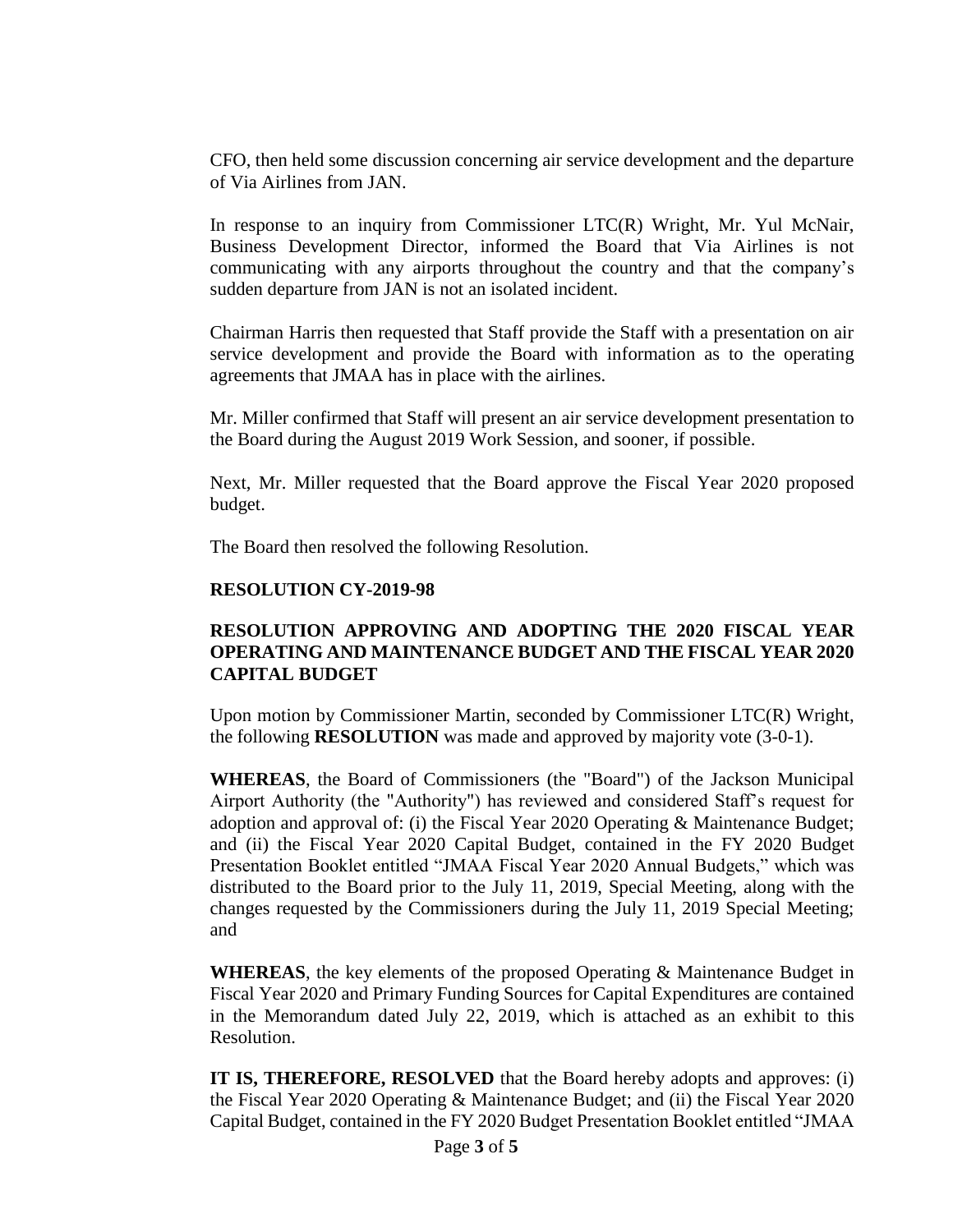CFO, then held some discussion concerning air service development and the departure of Via Airlines from JAN.

In response to an inquiry from Commissioner LTC(R) Wright, Mr. Yul McNair, Business Development Director, informed the Board that Via Airlines is not communicating with any airports throughout the country and that the company's sudden departure from JAN is not an isolated incident.

Chairman Harris then requested that Staff provide the Staff with a presentation on air service development and provide the Board with information as to the operating agreements that JMAA has in place with the airlines.

Mr. Miller confirmed that Staff will present an air service development presentation to the Board during the August 2019 Work Session, and sooner, if possible.

Next, Mr. Miller requested that the Board approve the Fiscal Year 2020 proposed budget.

The Board then resolved the following Resolution.

**RESOLUTION CY-2019-98**

**RESOLUTION APPROVING AND ADOPTING THE 2020 FISCAL YEAR OPERATING AND MAINTENANCE BUDGET AND THE FISCAL YEAR 2020 CAPITAL BUDGET**

Upon motion by Commissioner Martin, seconded by Commissioner LTC(R) Wright, the following **RESOLUTION** was made and approved by majority vote (3-0-1).

**WHEREAS**, the Board of Commissioners (the "Board") of the Jackson Municipal Airport Authority (the "Authority") has reviewed and considered Staff's request for adoption and approval of: (i) the Fiscal Year 2020 Operating & Maintenance Budget; and (ii) the Fiscal Year 2020 Capital Budget, contained in the FY 2020 Budget Presentation Booklet entitled "JMAA Fiscal Year 2020 Annual Budgets," which was distributed to the Board prior to the July 11, 2019, Special Meeting, along with the changes requested by the Commissioners during the July 11, 2019 Special Meeting; and

**WHEREAS**, the key elements of the proposed Operating & Maintenance Budget in Fiscal Year 2020 and Primary Funding Sources for Capital Expenditures are contained in the Memorandum dated July 22, 2019, which is attached as an exhibit to this Resolution.

**IT IS, THEREFORE, RESOLVED** that the Board hereby adopts and approves: (i) the Fiscal Year 2020 Operating & Maintenance Budget; and (ii) the Fiscal Year 2020 Capital Budget, contained in the FY 2020 Budget Presentation Booklet entitled "JMAA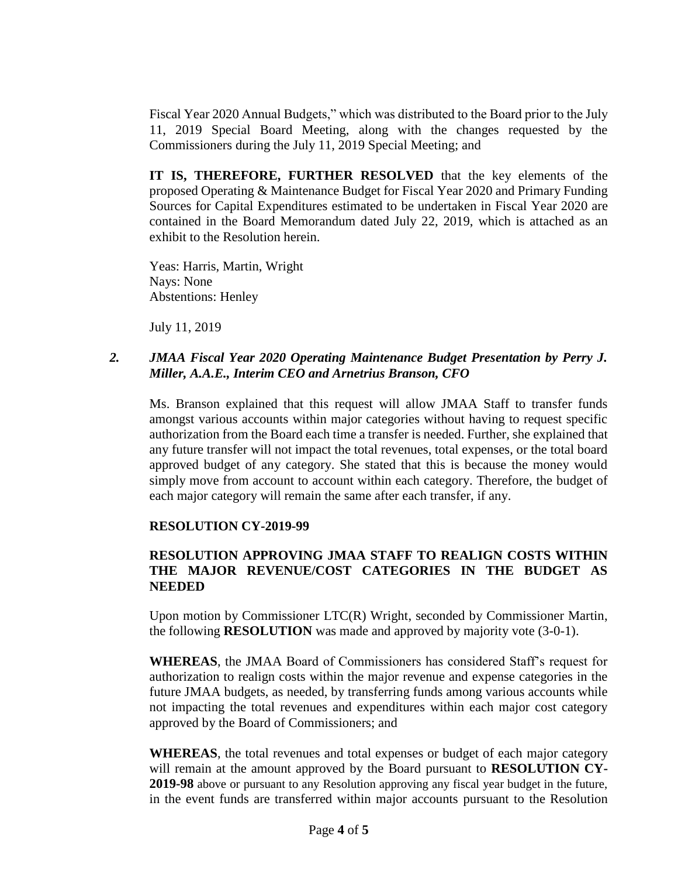Fiscal Year 2020 Annual Budgets," which was distributed to the Board prior to the July 11, 2019 Special Board Meeting, along with the changes requested by the Commissioners during the July 11, 2019 Special Meeting; and

**IT IS, THEREFORE, FURTHER RESOLVED** that the key elements of the proposed Operating & Maintenance Budget for Fiscal Year 2020 and Primary Funding Sources for Capital Expenditures estimated to be undertaken in Fiscal Year 2020 are contained in the Board Memorandum dated July 22, 2019, which is attached as an exhibit to the Resolution herein.

Yeas: Harris, Martin, Wright  
Nays: None  
Abstentions: Henley

July 11, 2019

*2. **JMAA Fiscal Year 2020 Operating Maintenance Budget Presentation by Perry J. Miller, A.A.E., Interim CEO and Arnetrius Branson, CFO***

Ms. Branson explained that this request will allow JMAA Staff to transfer funds amongst various accounts within major categories without having to request specific authorization from the Board each time a transfer is needed. Further, she explained that any future transfer will not impact the total revenues, total expenses, or the total board approved budget of any category. She stated that this is because the money would simply move from account to account within each category. Therefore, the budget of each major category will remain the same after each transfer, if any.

**RESOLUTION CY-2019-99**

**RESOLUTION APPROVING JMAA STAFF TO REALIGN COSTS WITHIN THE MAJOR REVENUE/COST CATEGORIES IN THE BUDGET AS NEEDED**

Upon motion by Commissioner LTC(R) Wright, seconded by Commissioner Martin, the following **RESOLUTION** was made and approved by majority vote (3-0-1).

**WHEREAS**, the JMAA Board of Commissioners has considered Staff's request for authorization to realign costs within the major revenue and expense categories in the future JMAA budgets, as needed, by transferring funds among various accounts while not impacting the total revenues and expenditures within each major cost category approved by the Board of Commissioners; and

**WHEREAS**, the total revenues and total expenses or budget of each major category will remain at the amount approved by the Board pursuant to **RESOLUTION CY-2019-98** above or pursuant to any Resolution approving any fiscal year budget in the future, in the event funds are transferred within major accounts pursuant to the Resolution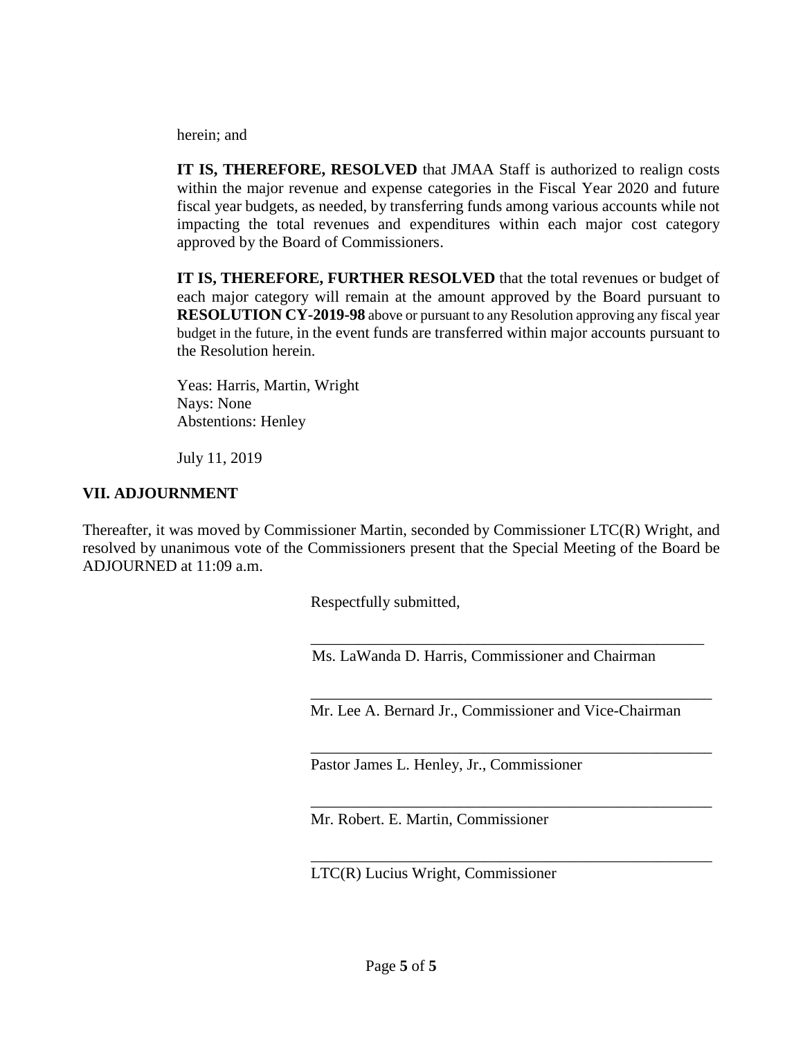herein; and

**IT IS, THEREFORE, RESOLVED** that JMAA Staff is authorized to realign costs within the major revenue and expense categories in the Fiscal Year 2020 and future fiscal year budgets, as needed, by transferring funds among various accounts while not impacting the total revenues and expenditures within each major cost category approved by the Board of Commissioners.

**IT IS, THEREFORE, FURTHER RESOLVED** that the total revenues or budget of each major category will remain at the amount approved by the Board pursuant to **RESOLUTION CY-2019-98** above or pursuant to any Resolution approving any fiscal year budget in the future, in the event funds are transferred within major accounts pursuant to the Resolution herein.

Yeas: Harris, Martin, Wright
Nays: None
Abstentions: Henley

July 11, 2019

## VII. ADJOURNMENT

Thereafter, it was moved by Commissioner Martin, seconded by Commissioner LTC(R) Wright, and resolved by unanimous vote of the Commissioners present that the Special Meeting of the Board be ADJOURNED at 11:09 a.m.

Respectfully submitted,

\_\_\_\_\_\_\_\_\_\_\_\_\_\_\_\_\_\_\_\_\_\_\_\_\_\_\_\_\_\_\_\_\_\_\_\_\_\_\_\_\_\_\_\_\_\_\_\_\_\_
Ms. LaWanda D. Harris, Commissioner and Chairman

\_\_\_\_\_\_\_\_\_\_\_\_\_\_\_\_\_\_\_\_\_\_\_\_\_\_\_\_\_\_\_\_\_\_\_\_\_\_\_\_\_\_\_\_\_\_\_\_\_\_
Mr. Lee A. Bernard Jr., Commissioner and Vice-Chairman

\_\_\_\_\_\_\_\_\_\_\_\_\_\_\_\_\_\_\_\_\_\_\_\_\_\_\_\_\_\_\_\_\_\_\_\_\_\_\_\_\_\_\_\_\_\_\_\_\_\_
Pastor James L. Henley, Jr., Commissioner

\_\_\_\_\_\_\_\_\_\_\_\_\_\_\_\_\_\_\_\_\_\_\_\_\_\_\_\_\_\_\_\_\_\_\_\_\_\_\_\_\_\_\_\_\_\_\_\_\_\_
Mr. Robert. E. Martin, Commissioner

\_\_\_\_\_\_\_\_\_\_\_\_\_\_\_\_\_\_\_\_\_\_\_\_\_\_\_\_\_\_\_\_\_\_\_\_\_\_\_\_\_\_\_\_\_\_\_\_\_\_
LTC(R) Lucius Wright, Commissioner